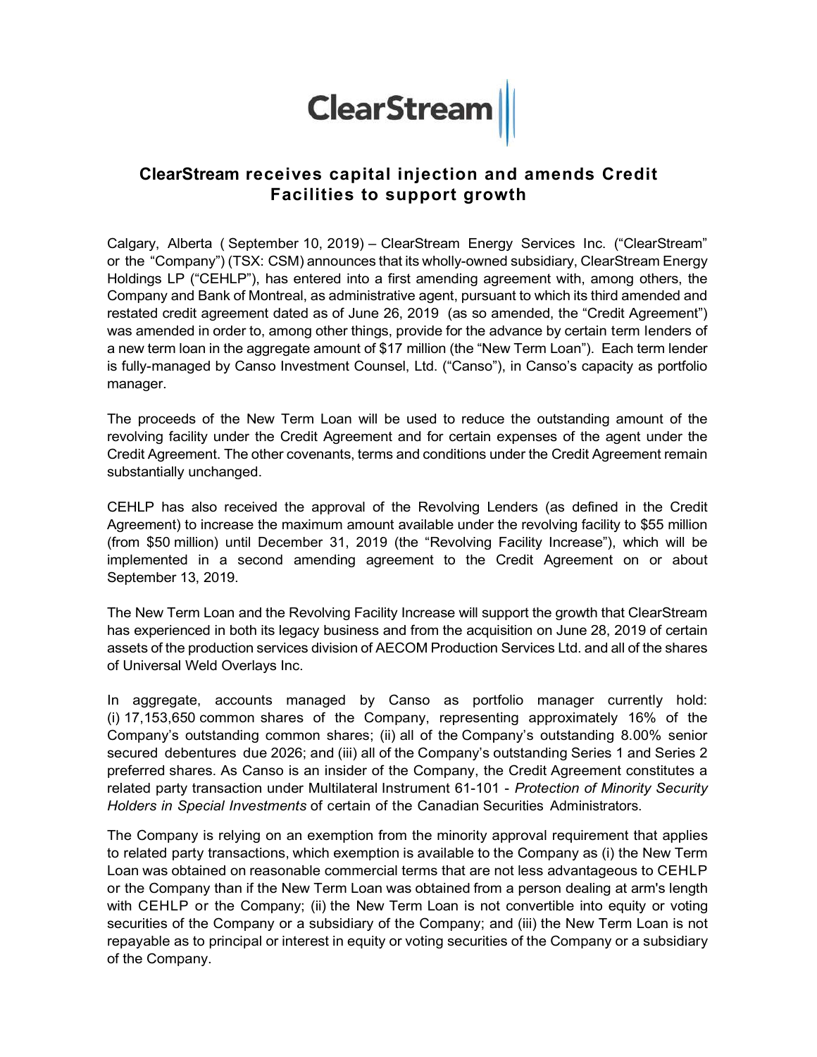ClearStream

# ClearStream receives capital injection and amends Credit Facilities to support growth

Calgary, Alberta ( September 10, 2019) – ClearStream Energy Services Inc. ("ClearStream" or the "Company") (TSX: CSM) announces that its wholly-owned subsidiary, ClearStream Energy Holdings LP ("CEHLP"), has entered into a first amending agreement with, among others, the Company and Bank of Montreal, as administrative agent, pursuant to which its third amended and restated credit agreement dated as of June 26, 2019 (as so amended, the "Credit Agreement") was amended in order to, among other things, provide for the advance by certain term lenders of a new term loan in the aggregate amount of $17 million (the "New Term Loan"). Each term lender is fully-managed by Canso Investment Counsel, Ltd. ("Canso"), in Canso's capacity as portfolio manager.

The proceeds of the New Term Loan will be used to reduce the outstanding amount of the revolving facility under the Credit Agreement and for certain expenses of the agent under the Credit Agreement. The other covenants, terms and conditions under the Credit Agreement remain substantially unchanged.

CEHLP has also received the approval of the Revolving Lenders (as defined in the Credit Agreement) to increase the maximum amount available under the revolving facility to $55 million (from $50 million) until December 31, 2019 (the "Revolving Facility Increase"), which will be implemented in a second amending agreement to the Credit Agreement on or about September 13, 2019.

The New Term Loan and the Revolving Facility Increase will support the growth that ClearStream has experienced in both its legacy business and from the acquisition on June 28, 2019 of certain assets of the production services division of AECOM Production Services Ltd. and all of the shares of Universal Weld Overlays Inc.

In aggregate, accounts managed by Canso as portfolio manager currently hold: (i) 17,153,650 common shares of the Company, representing approximately 16% of the Company's outstanding common shares; (ii) all of the Company's outstanding 8.00% senior secured debentures due 2026; and (iii) all of the Company's outstanding Series 1 and Series 2 preferred shares. As Canso is an insider of the Company, the Credit Agreement constitutes a related party transaction under Multilateral Instrument 61-101 - *Protection of Minority Security Holders in Special Investments* of certain of the Canadian Securities Administrators.

The Company is relying on an exemption from the minority approval requirement that applies to related party transactions, which exemption is available to the Company as (i) the New Term Loan was obtained on reasonable commercial terms that are not less advantageous to CEHLP or the Company than if the New Term Loan was obtained from a person dealing at arm's length with CEHLP or the Company; (ii) the New Term Loan is not convertible into equity or voting securities of the Company or a subsidiary of the Company; and (iii) the New Term Loan is not repayable as to principal or interest in equity or voting securities of the Company or a subsidiary of the Company.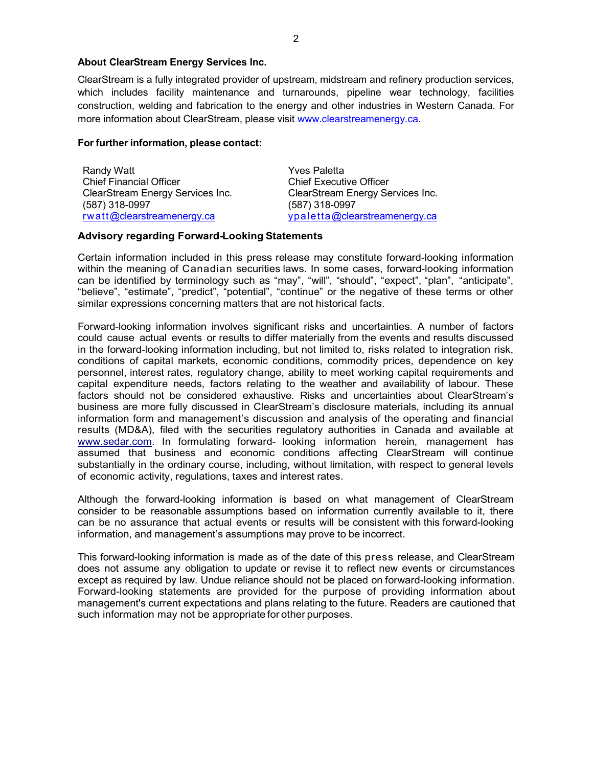**About ClearStream Energy Services Inc.**

ClearStream is a fully integrated provider of upstream, midstream and refinery production services, which includes facility maintenance and turnarounds, pipeline wear technology, facilities construction, welding and fabrication to the energy and other industries in Western Canada. For more information about ClearStream, please visit www.clearstreamenergy.ca.

**For further information, please contact:**

| | |
|---|---|
| Randy Watt<br>Chief Financial Officer<br>ClearStream Energy Services Inc.<br>(587) 318-0997<br>rwatt@clearstreamenergy.ca | Yves Paletta<br>Chief Executive Officer<br>ClearStream Energy Services Inc.<br>(587) 318-0997<br>ypaletta@clearstreamenergy.ca |

**Advisory regarding Forward-Looking Statements**

Certain information included in this press release may constitute forward-looking information within the meaning of Canadian securities laws. In some cases, forward-looking information can be identified by terminology such as "may", "will", "should", "expect", "plan", "anticipate", "believe", "estimate", "predict", "potential", "continue" or the negative of these terms or other similar expressions concerning matters that are not historical facts.

Forward-looking information involves significant risks and uncertainties. A number of factors could cause actual events or results to differ materially from the events and results discussed in the forward-looking information including, but not limited to, risks related to integration risk, conditions of capital markets, economic conditions, commodity prices, dependence on key personnel, interest rates, regulatory change, ability to meet working capital requirements and capital expenditure needs, factors relating to the weather and availability of labour. These factors should not be considered exhaustive. Risks and uncertainties about ClearStream's business are more fully discussed in ClearStream's disclosure materials, including its annual information form and management's discussion and analysis of the operating and financial results (MD&A), filed with the securities regulatory authorities in Canada and available at www.sedar.com. In formulating forward- looking information herein, management has assumed that business and economic conditions affecting ClearStream will continue substantially in the ordinary course, including, without limitation, with respect to general levels of economic activity, regulations, taxes and interest rates.

Although the forward-looking information is based on what management of ClearStream consider to be reasonable assumptions based on information currently available to it, there can be no assurance that actual events or results will be consistent with this forward-looking information, and management's assumptions may prove to be incorrect.

This forward-looking information is made as of the date of this press release, and ClearStream does not assume any obligation to update or revise it to reflect new events or circumstances except as required by law. Undue reliance should not be placed on forward-looking information. Forward-looking statements are provided for the purpose of providing information about management's current expectations and plans relating to the future. Readers are cautioned that such information may not be appropriate for other purposes.